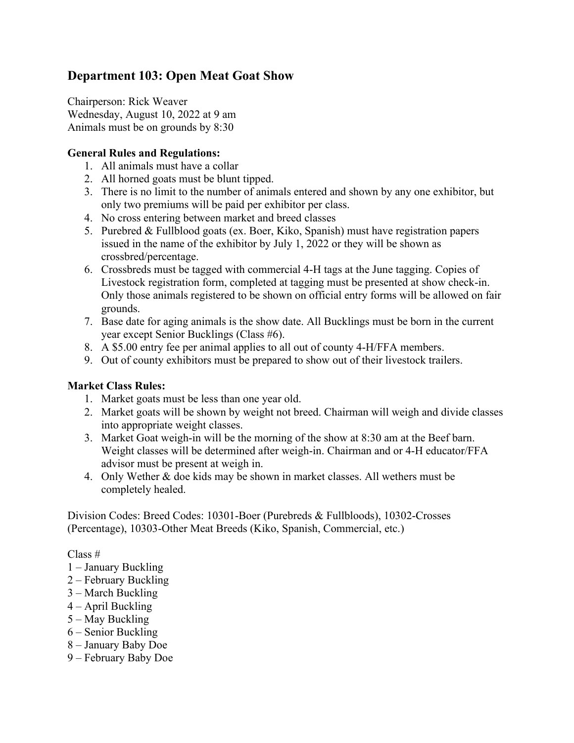## Department 103: Open Meat Goat Show

Chairperson: Rick Weaver
Wednesday, August 10, 2022 at 9 am
Animals must be on grounds by 8:30

**General Rules and Regulations:**

1. All animals must have a collar
2. All horned goats must be blunt tipped.
3. There is no limit to the number of animals entered and shown by any one exhibitor, but only two premiums will be paid per exhibitor per class.
4. No cross entering between market and breed classes
5. Purebred & Fullblood goats (ex. Boer, Kiko, Spanish) must have registration papers issued in the name of the exhibitor by July 1, 2022 or they will be shown as crossbred/percentage.
6. Crossbreds must be tagged with commercial 4-H tags at the June tagging. Copies of Livestock registration form, completed at tagging must be presented at show check-in. Only those animals registered to be shown on official entry forms will be allowed on fair grounds.
7. Base date for aging animals is the show date. All Bucklings must be born in the current year except Senior Bucklings (Class #6).
8. A $5.00 entry fee per animal applies to all out of county 4-H/FFA members.
9. Out of county exhibitors must be prepared to show out of their livestock trailers.

**Market Class Rules:**

1. Market goats must be less than one year old.
2. Market goats will be shown by weight not breed. Chairman will weigh and divide classes into appropriate weight classes.
3. Market Goat weigh-in will be the morning of the show at 8:30 am at the Beef barn. Weight classes will be determined after weigh-in. Chairman and or 4-H educator/FFA advisor must be present at weigh in.
4. Only Wether & doe kids may be shown in market classes. All wethers must be completely healed.

Division Codes: Breed Codes: 10301-Boer (Purebreds & Fullbloods), 10302-Crosses (Percentage), 10303-Other Meat Breeds (Kiko, Spanish, Commercial, etc.)

Class #
1 – January Buckling
2 – February Buckling
3 – March Buckling
4 – April Buckling
5 – May Buckling
6 – Senior Buckling
8 – January Baby Doe
9 – February Baby Doe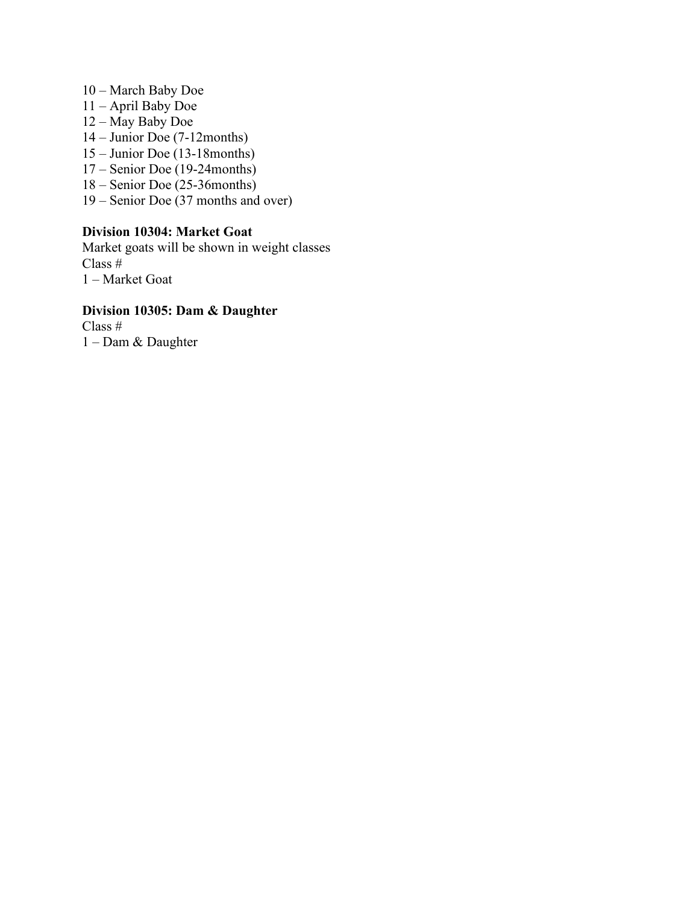10 – March Baby Doe
11 – April Baby Doe
12 – May Baby Doe
14 – Junior Doe (7-12months)
15 – Junior Doe (13-18months)
17 – Senior Doe (19-24months)
18 – Senior Doe (25-36months)
19 – Senior Doe (37 months and over)

**Division 10304: Market Goat**

Market goats will be shown in weight classes
Class #
1 – Market Goat

**Division 10305: Dam & Daughter**

Class #
1 – Dam & Daughter